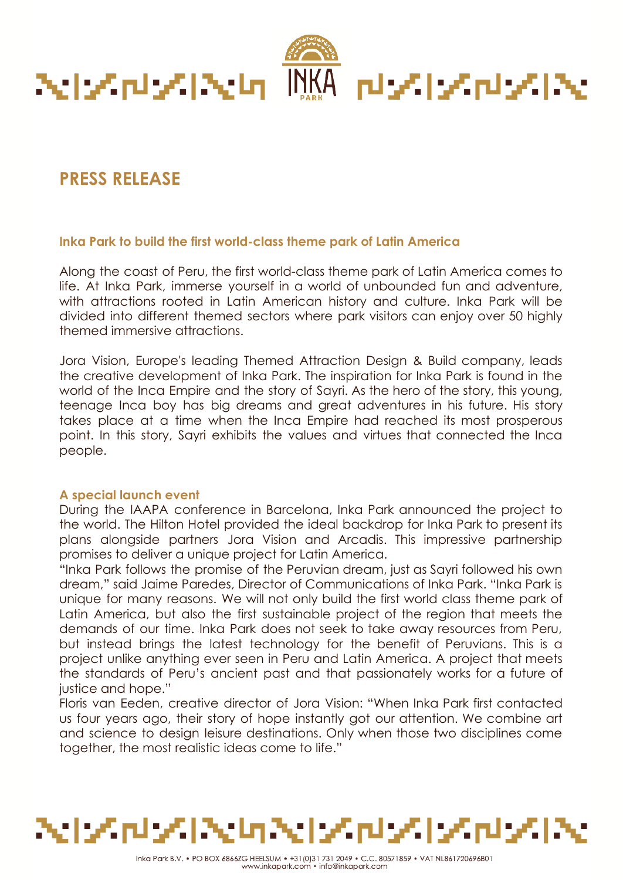# PRESS RELEASE

### Inka Park to build the first world-class theme park of Latin America

Along the coast of Peru, the first world-class theme park of Latin America comes to life. At Inka Park, immerse yourself in a world of unbounded fun and adventure, with attractions rooted in Latin American history and culture. Inka Park will be divided into different themed sectors where park visitors can enjoy over 50 highly themed immersive attractions.

Jora Vision, Europe's leading Themed Attraction Design & Build company, leads the creative development of Inka Park. The inspiration for Inka Park is found in the world of the Inca Empire and the story of Sayri. As the hero of the story, this young, teenage Inca boy has big dreams and great adventures in his future. His story takes place at a time when the Inca Empire had reached its most prosperous point. In this story, Sayri exhibits the values and virtues that connected the Inca people.

### A special launch event

During the IAAPA conference in Barcelona, Inka Park announced the project to the world. The Hilton Hotel provided the ideal backdrop for Inka Park to present its plans alongside partners Jora Vision and Arcadis. This impressive partnership promises to deliver a unique project for Latin America.

"Inka Park follows the promise of the Peruvian dream, just as Sayri followed his own dream," said Jaime Paredes, Director of Communications of Inka Park. "Inka Park is unique for many reasons. We will not only build the first world class theme park of Latin America, but also the first sustainable project of the region that meets the demands of our time. Inka Park does not seek to take away resources from Peru, but instead brings the latest technology for the benefit of Peruvians. This is a project unlike anything ever seen in Peru and Latin America. A project that meets the standards of Peru's ancient past and that passionately works for a future of justice and hope."

Floris van Eeden, creative director of Jora Vision: "When Inka Park first contacted us four years ago, their story of hope instantly got our attention. We combine art and science to design leisure destinations. Only when those two disciplines come together, the most realistic ideas come to life."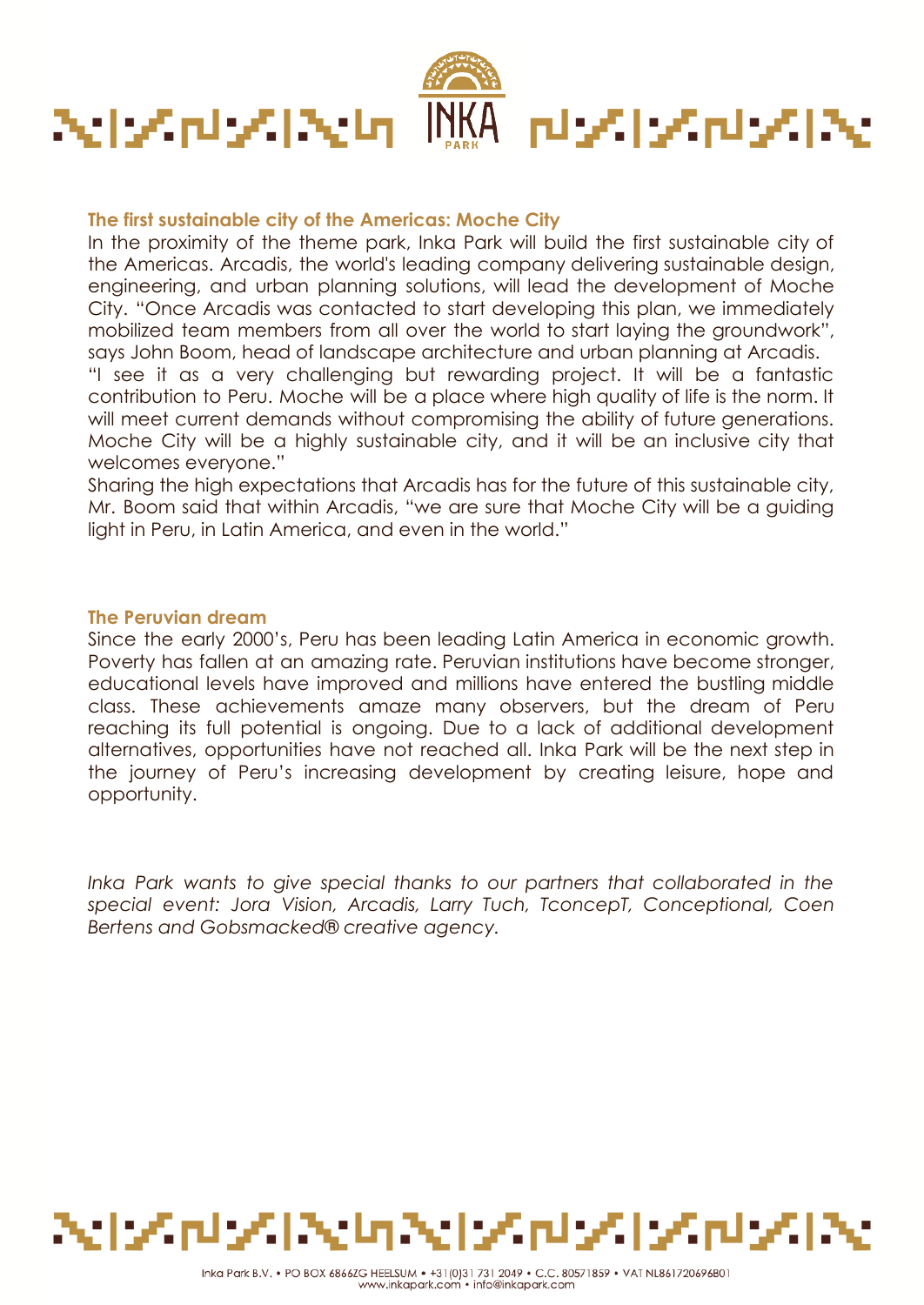## The first sustainable city of the Americas: Moche City

In the proximity of the theme park, Inka Park will build the first sustainable city of the Americas. Arcadis, the world's leading company delivering sustainable design, engineering, and urban planning solutions, will lead the development of Moche City. "Once Arcadis was contacted to start developing this plan, we immediately mobilized team members from all over the world to start laying the groundwork", says John Boom, head of landscape architecture and urban planning at Arcadis.
"I see it as a very challenging but rewarding project. It will be a fantastic contribution to Peru. Moche will be a place where high quality of life is the norm. It will meet current demands without compromising the ability of future generations. Moche City will be a highly sustainable city, and it will be an inclusive city that welcomes everyone."
Sharing the high expectations that Arcadis has for the future of this sustainable city, Mr. Boom said that within Arcadis, "we are sure that Moche City will be a guiding light in Peru, in Latin America, and even in the world."

## The Peruvian dream

Since the early 2000's, Peru has been leading Latin America in economic growth. Poverty has fallen at an amazing rate. Peruvian institutions have become stronger, educational levels have improved and millions have entered the bustling middle class. These achievements amaze many observers, but the dream of Peru reaching its full potential is ongoing. Due to a lack of additional development alternatives, opportunities have not reached all. Inka Park will be the next step in the journey of Peru's increasing development by creating leisure, hope and opportunity.

*Inka Park wants to give special thanks to our partners that collaborated in the special event: Jora Vision, Arcadis, Larry Tuch, TconcepT, Conceptional, Coen Bertens and Gobsmacked® creative agency.*